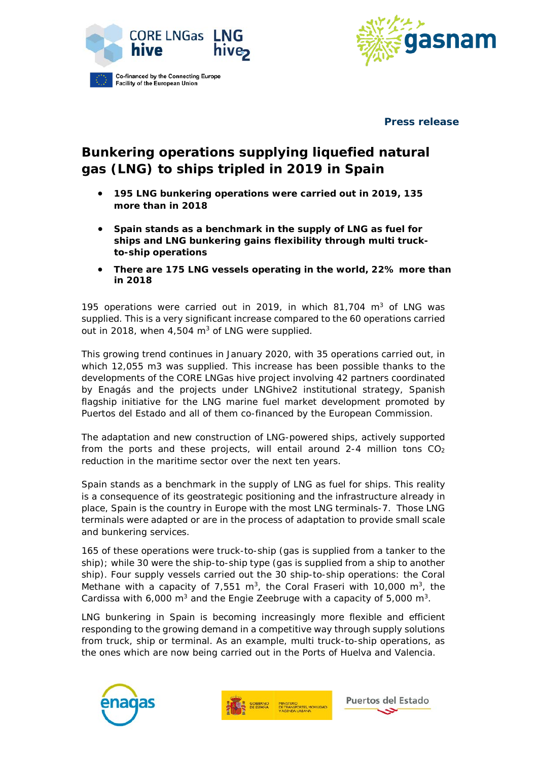**Press release**

# Bunkering operations supplying liquefied natural gas (LNG) to ships tripled in 2019 in Spain

- **195 LNG bunkering operations were carried out in 2019, 135 more than in 2018**
- **Spain stands as a benchmark in the supply of LNG as fuel for ships and LNG bunkering gains flexibility through multi truck-to-ship operations**
- **There are 175 LNG vessels operating in the world, 22% more than in 2018**

195 operations were carried out in 2019, in which 81,704 $m^3$ of LNG was supplied. This is a very significant increase compared to the 60 operations carried out in 2018, when 4,504 $m^3$ of LNG were supplied.

This growing trend continues in January 2020, with 35 operations carried out, in which 12,055 m3 was supplied. This increase has been possible thanks to the developments of the CORE LNGas hive project involving 42 partners coordinated by Enagás and the projects under LNGhive2 institutional strategy, Spanish flagship initiative for the LNG marine fuel market development promoted by Puertos del Estado and all of them co-financed by the European Commission.

The adaptation and new construction of LNG-powered ships, actively supported from the ports and these projects, will entail around 2-4 million tons $CO_2$ reduction in the maritime sector over the next ten years.

Spain stands as a benchmark in the supply of LNG as fuel for ships. This reality is a consequence of its geostrategic positioning and the infrastructure already in place, Spain is the country in Europe with the most LNG terminals-7. Those LNG terminals were adapted or are in the process of adaptation to provide small scale and bunkering services.

165 of these operations were truck-to-ship (gas is supplied from a tanker to the ship); while 30 were the ship-to-ship type (gas is supplied from a ship to another ship). Four supply vessels carried out the 30 ship-to-ship operations: the Coral Methane with a capacity of 7,551 $m^3$, the Coral Fraseri with 10,000 $m^3$, the Cardissa with 6,000 $m^3$ and the Engie Zeebruge with a capacity of 5,000 $m^3$.

LNG bunkering in Spain is becoming increasingly more flexible and efficient responding to the growing demand in a competitive way through supply solutions from truck, ship or terminal. As an example, multi truck-to-ship operations, as the ones which are now being carried out in the Ports of Huelva and Valencia.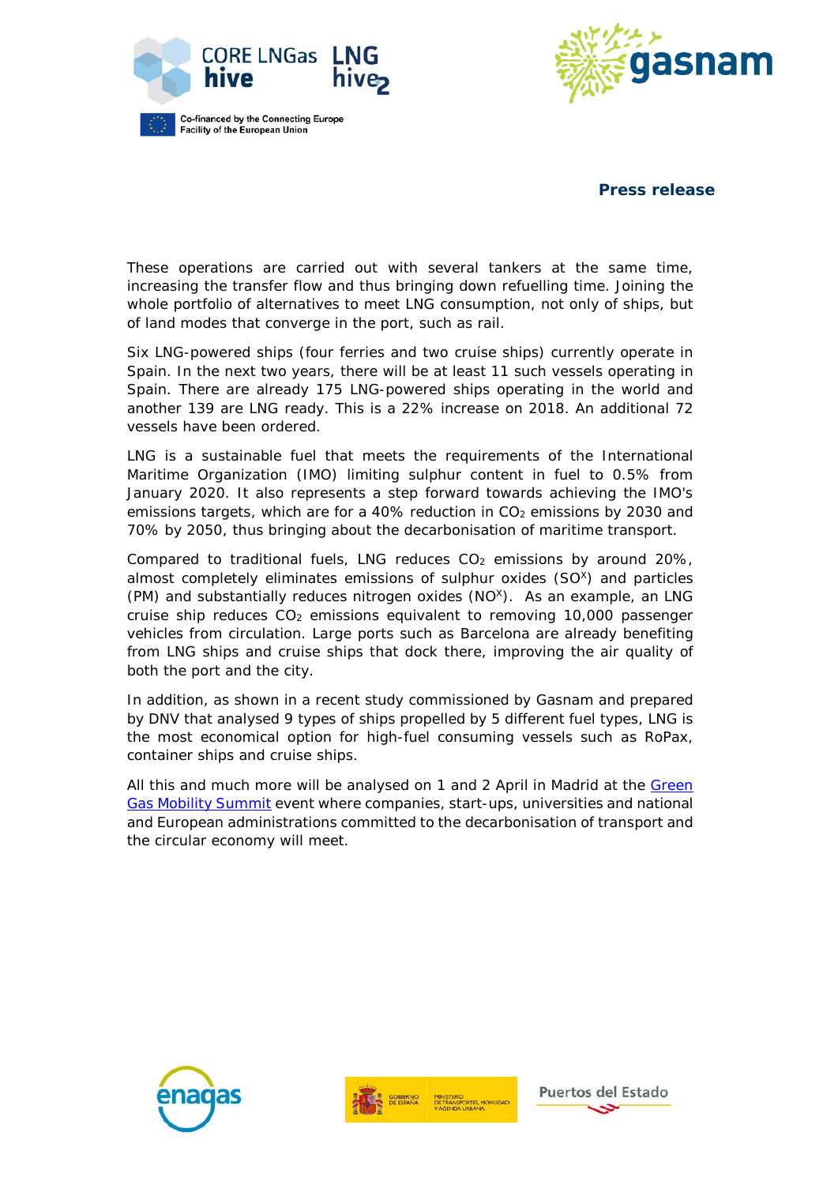**Press release**

These operations are carried out with several tankers at the same time, increasing the transfer flow and thus bringing down refuelling time. Joining the whole portfolio of alternatives to meet LNG consumption, not only of ships, but of land modes that converge in the port, such as rail.

Six LNG-powered ships (four ferries and two cruise ships) currently operate in Spain. In the next two years, there will be at least 11 such vessels operating in Spain. There are already 175 LNG-powered ships operating in the world and another 139 are LNG ready. This is a 22% increase on 2018. An additional 72 vessels have been ordered.

LNG is a sustainable fuel that meets the requirements of the International Maritime Organization (IMO) limiting sulphur content in fuel to 0.5% from January 2020. It also represents a step forward towards achieving the IMO's emissions targets, which are for a 40% reduction in $CO_2$ emissions by 2030 and 70% by 2050, thus bringing about the decarbonisation of maritime transport.

Compared to traditional fuels, LNG reduces $CO_2$ emissions by around 20%, almost completely eliminates emissions of sulphur oxides ($SO^X$) and particles (PM) and substantially reduces nitrogen oxides ($NO^X$). As an example, an LNG cruise ship reduces $CO_2$ emissions equivalent to removing 10,000 passenger vehicles from circulation. Large ports such as Barcelona are already benefiting from LNG ships and cruise ships that dock there, improving the air quality of both the port and the city.

In addition, as shown in a recent study commissioned by Gasnam and prepared by DNV that analysed 9 types of ships propelled by 5 different fuel types, LNG is the most economical option for high-fuel consuming vessels such as RoPax, container ships and cruise ships.

All this and much more will be analysed on 1 and 2 April in Madrid at the Green Gas Mobility Summit event where companies, start-ups, universities and national and European administrations committed to the decarbonisation of transport and the circular economy will meet.